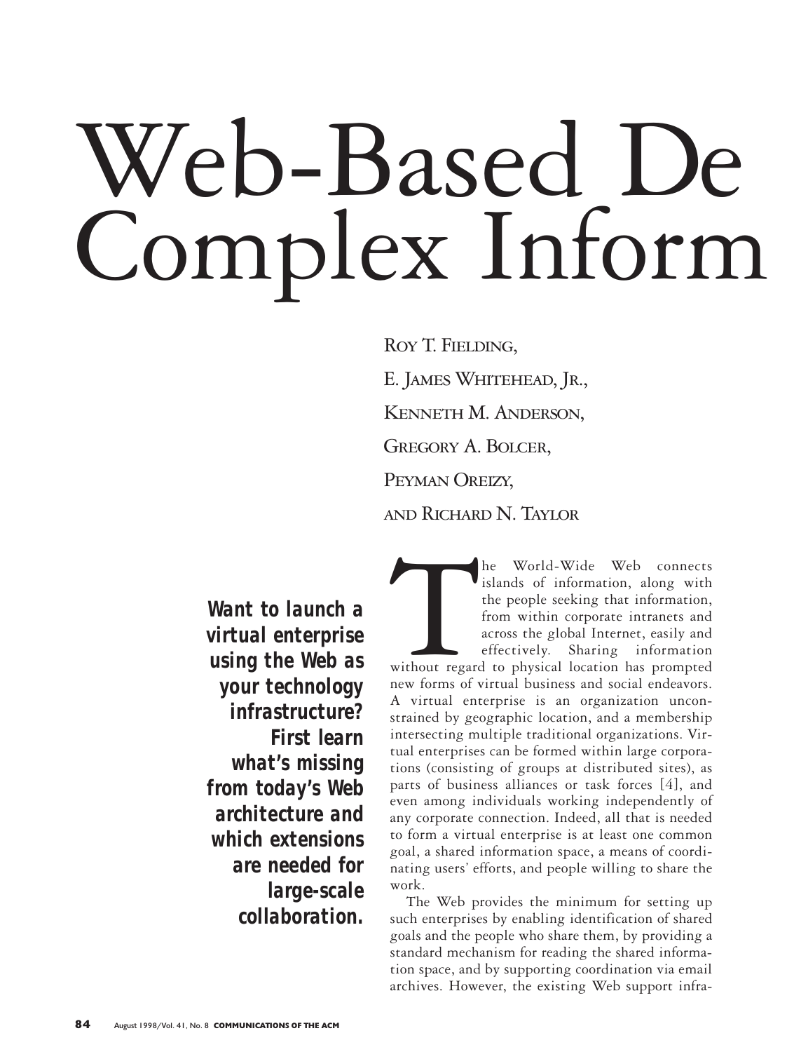# Web-Based De Complex Inform

Roy T. Fielding,

E. James Whitehead, Jr.,

Kenneth M. Anderson,

Gregory A. Bolcer,

Peyman Oreizy,

and Richard N. Taylor

***Want to launch a virtual enterprise using the Web as your technology infrastructure? First learn what's missing from today's Web architecture and which extensions are needed for large-scale collaboration.***

The World-Wide Web connects islands of information, along with the people seeking that information, from within corporate intranets and across the global Internet, easily and effectively. Sharing information without regard to physical location has prompted new forms of virtual business and social endeavors. A virtual enterprise is an organization unconstrained by geographic location, and a membership intersecting multiple traditional organizations. Virtual enterprises can be formed within large corporations (consisting of groups at distributed sites), as parts of business alliances or task forces [4], and even among individuals working independently of any corporate connection. Indeed, all that is needed to form a virtual enterprise is at least one common goal, a shared information space, a means of coordinating users' efforts, and people willing to share the work.

The Web provides the minimum for setting up such enterprises by enabling identification of shared goals and the people who share them, by providing a standard mechanism for reading the shared information space, and by supporting coordination via email archives. However, the existing Web support infra-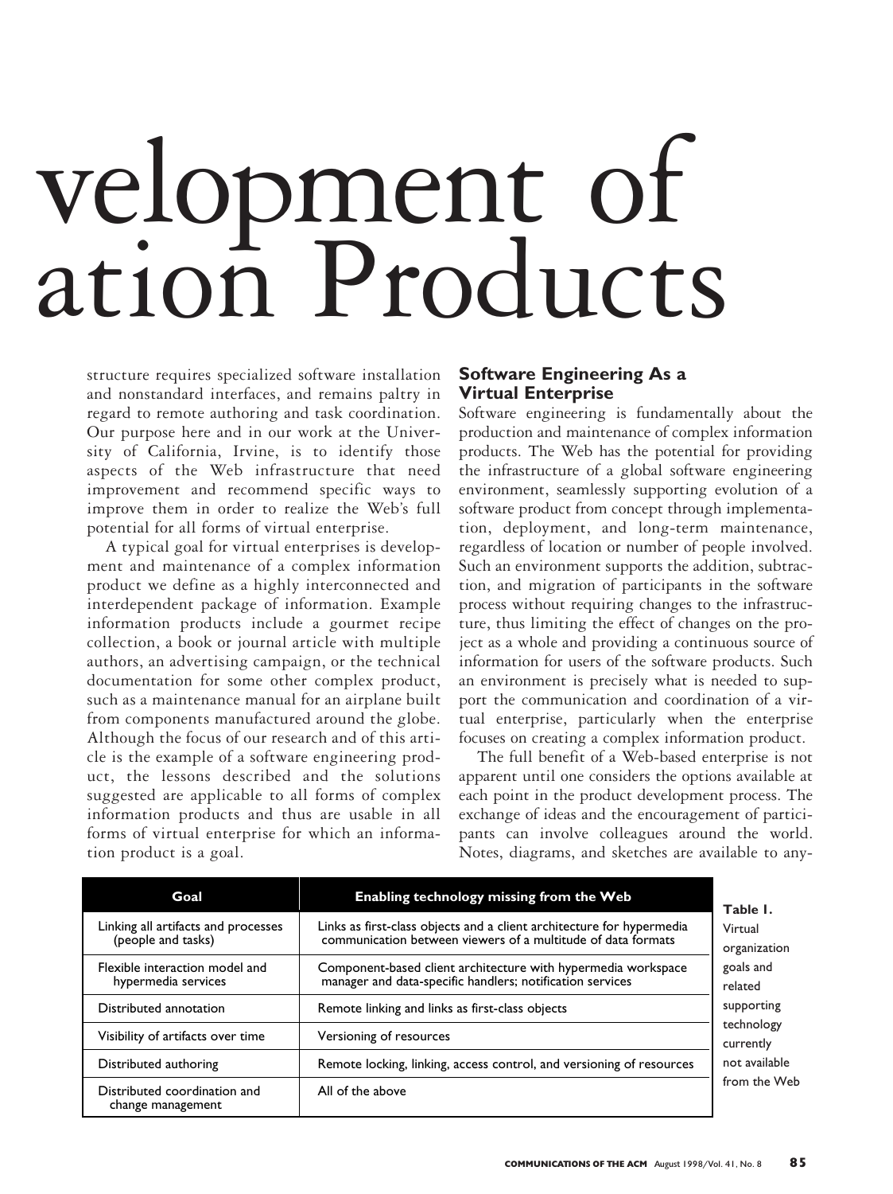# velopment of ation Products

structure requires specialized software installation and nonstandard interfaces, and remains paltry in regard to remote authoring and task coordination. Our purpose here and in our work at the University of California, Irvine, is to identify those aspects of the Web infrastructure that need improvement and recommend specific ways to improve them in order to realize the Web's full potential for all forms of virtual enterprise.

A typical goal for virtual enterprises is development and maintenance of a complex information product we define as a highly interconnected and interdependent package of information. Example information products include a gourmet recipe collection, a book or journal article with multiple authors, an advertising campaign, or the technical documentation for some other complex product, such as a maintenance manual for an airplane built from components manufactured around the globe. Although the focus of our research and of this article is the example of a software engineering product, the lessons described and the solutions suggested are applicable to all forms of complex information products and thus are usable in all forms of virtual enterprise for which an information product is a goal.

## Software Engineering As a Virtual Enterprise

Software engineering is fundamentally about the production and maintenance of complex information products. The Web has the potential for providing the infrastructure of a global software engineering environment, seamlessly supporting evolution of a software product from concept through implementation, deployment, and long-term maintenance, regardless of location or number of people involved. Such an environment supports the addition, subtraction, and migration of participants in the software process without requiring changes to the infrastructure, thus limiting the effect of changes on the project as a whole and providing a continuous source of information for users of the software products. Such an environment is precisely what is needed to support the communication and coordination of a virtual enterprise, particularly when the enterprise focuses on creating a complex information product.

The full benefit of a Web-based enterprise is not apparent until one considers the options available at each point in the product development process. The exchange of ideas and the encouragement of participants can involve colleagues around the world. Notes, diagrams, and sketches are available to any-

| Goal | Enabling technology missing from the Web |
|---|---|
| Linking all artifacts and processes (people and tasks) | Links as first-class objects and a client architecture for hypermedia communication between viewers of a multitude of data formats |
| Flexible interaction model and hypermedia services | Component-based client architecture with hypermedia workspace manager and data-specific handlers; notification services |
| Distributed annotation | Remote linking and links as first-class objects |
| Visibility of artifacts over time | Versioning of resources |
| Distributed authoring | Remote locking, linking, access control, and versioning of resources |
| Distributed coordination and change management | All of the above |

**Table 1.** Virtual organization goals and related supporting technology currently not available from the Web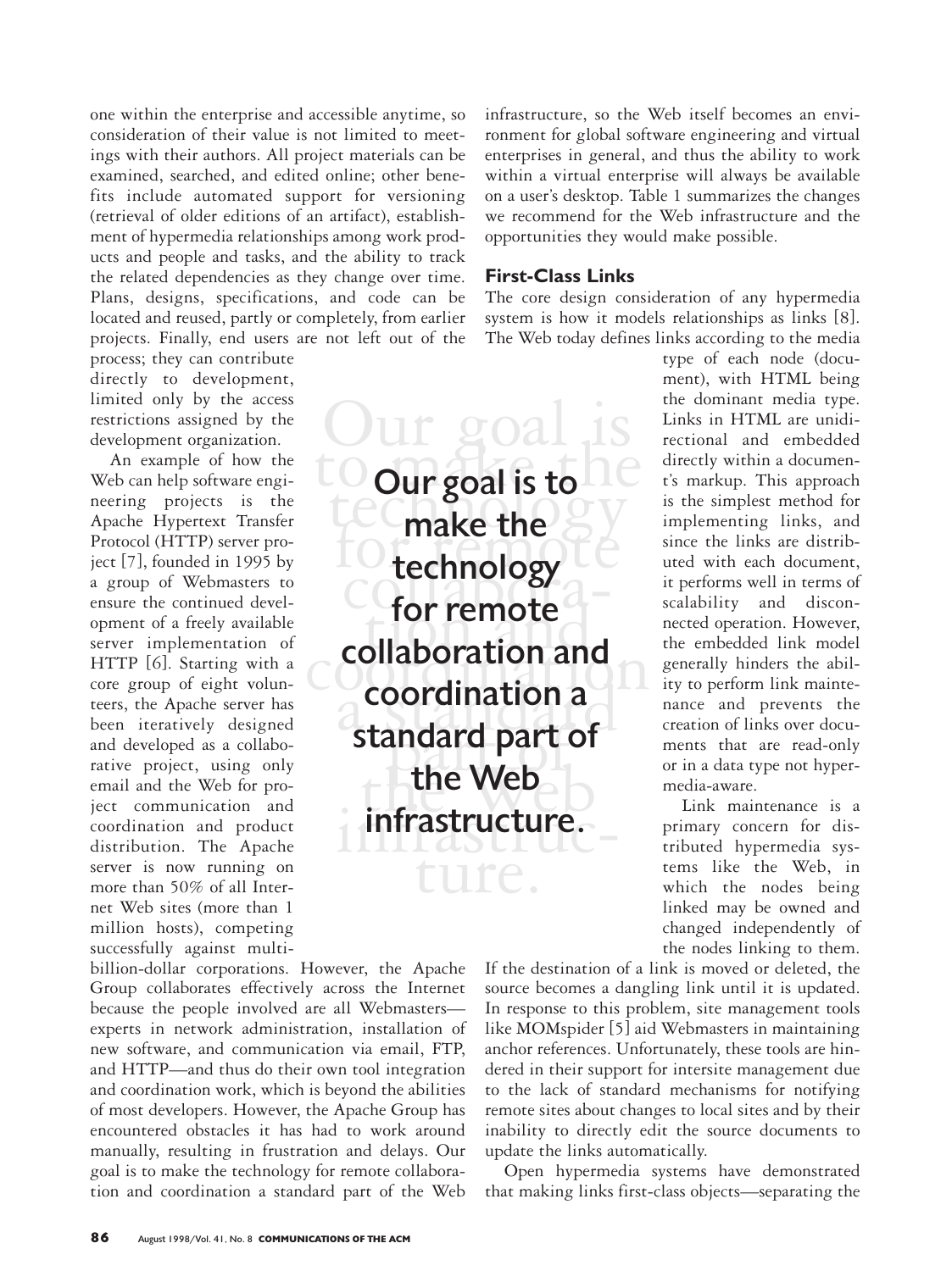one within the enterprise and accessible anytime, so consideration of their value is not limited to meetings with their authors. All project materials can be examined, searched, and edited online; other benefits include automated support for versioning (retrieval of older editions of an artifact), establishment of hypermedia relationships among work products and people and tasks, and the ability to track the related dependencies as they change over time. Plans, designs, specifications, and code can be located and reused, partly or completely, from earlier projects. Finally, end users are not left out of the process; they can contribute directly to development, limited only by the access restrictions assigned by the development organization.

An example of how the Web can help software engineering projects is the Apache Hypertext Transfer Protocol (HTTP) server project [7], founded in 1995 by a group of Webmasters to ensure the continued development of a freely available server implementation of HTTP [6]. Starting with a core group of eight volunteers, the Apache server has been iteratively designed and developed as a collaborative project, using only email and the Web for project communication and coordination and product distribution. The Apache server is now running on more than 50% of all Internet Web sites (more than 1 million hosts), competing successfully against multi-billion-dollar corporations. However, the Apache Group collaborates effectively across the Internet because the people involved are all Webmasters—experts in network administration, installation of new software, and communication via email, FTP, and HTTP—and thus do their own tool integration and coordination work, which is beyond the abilities of most developers. However, the Apache Group has encountered obstacles it has had to work around manually, resulting in frustration and delays. Our goal is to make the technology for remote collaboration and coordination a standard part of the Web infrastructure, so the Web itself becomes an environment for global software engineering and virtual enterprises in general, and thus the ability to work within a virtual enterprise will always be available on a user's desktop. Table 1 summarizes the changes we recommend for the Web infrastructure and the opportunities they would make possible.

**Our goal is to make the technology for remote collaboration and coordination a standard part of the Web infrastructure.**

### First-Class Links

The core design consideration of any hypermedia system is how it models relationships as links [8]. The Web today defines links according to the media type of each node (document), with HTML being the dominant media type. Links in HTML are unidirectional and embedded directly within a document's markup. This approach is the simplest method for implementing links, and since the links are distributed with each document, it performs well in terms of scalability and disconnected operation. However, the embedded link model generally hinders the ability to perform link maintenance and prevents the creation of links over documents that are read-only or in a data type not hypermedia-aware.

Link maintenance is a primary concern for distributed hypermedia systems like the Web, in which the nodes being linked may be owned and changed independently of the nodes linking to them. If the destination of a link is moved or deleted, the source becomes a dangling link until it is updated. In response to this problem, site management tools like MOMspider [5] aid Webmasters in maintaining anchor references. Unfortunately, these tools are hindered in their support for intersite management due to the lack of standard mechanisms for notifying remote sites about changes to local sites and by their inability to directly edit the source documents to update the links automatically.

Open hypermedia systems have demonstrated that making links first-class objects—separating the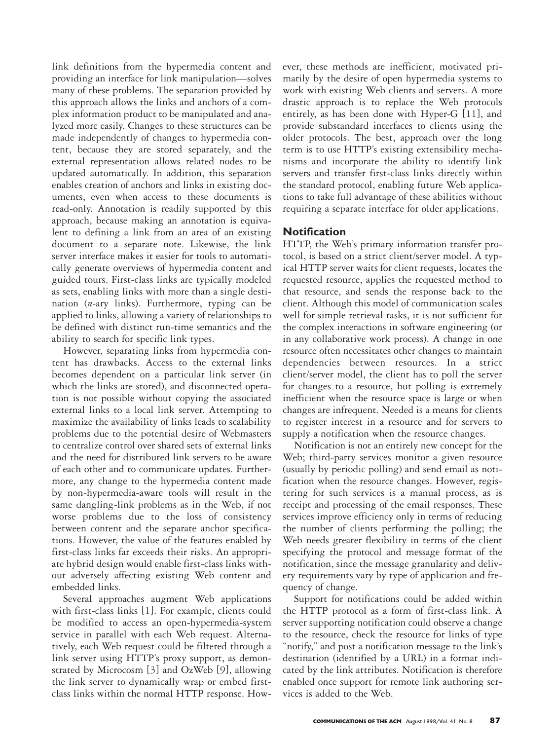link definitions from the hypermedia content and providing an interface for link manipulation—solves many of these problems. The separation provided by this approach allows the links and anchors of a complex information product to be manipulated and analyzed more easily. Changes to these structures can be made independently of changes to hypermedia content, because they are stored separately, and the external representation allows related nodes to be updated automatically. In addition, this separation enables creation of anchors and links in existing documents, even when access to these documents is read-only. Annotation is readily supported by this approach, because making an annotation is equivalent to defining a link from an area of an existing document to a separate note. Likewise, the link server interface makes it easier for tools to automatically generate overviews of hypermedia content and guided tours. First-class links are typically modeled as sets, enabling links with more than a single destination (*n*-ary links). Furthermore, typing can be applied to links, allowing a variety of relationships to be defined with distinct run-time semantics and the ability to search for specific link types.

However, separating links from hypermedia content has drawbacks. Access to the external links becomes dependent on a particular link server (in which the links are stored), and disconnected operation is not possible without copying the associated external links to a local link server. Attempting to maximize the availability of links leads to scalability problems due to the potential desire of Webmasters to centralize control over shared sets of external links and the need for distributed link servers to be aware of each other and to communicate updates. Furthermore, any change to the hypermedia content made by non-hypermedia-aware tools will result in the same dangling-link problems as in the Web, if not worse problems due to the loss of consistency between content and the separate anchor specifications. However, the value of the features enabled by first-class links far exceeds their risks. An appropriate hybrid design would enable first-class links without adversely affecting existing Web content and embedded links.

Several approaches augment Web applications with first-class links [1]. For example, clients could be modified to access an open-hypermedia-system service in parallel with each Web request. Alternatively, each Web request could be filtered through a link server using HTTP's proxy support, as demonstrated by Microcosm [3] and OzWeb [9], allowing the link server to dynamically wrap or embed first-class links within the normal HTTP response. However, these methods are inefficient, motivated primarily by the desire of open hypermedia systems to work with existing Web clients and servers. A more drastic approach is to replace the Web protocols entirely, as has been done with Hyper-G [11], and provide substandard interfaces to clients using the older protocols. The best, approach over the long term is to use HTTP's existing extensibility mechanisms and incorporate the ability to identify link servers and transfer first-class links directly within the standard protocol, enabling future Web applications to take full advantage of these abilities without requiring a separate interface for older applications.

## Notification

HTTP, the Web's primary information transfer protocol, is based on a strict client/server model. A typical HTTP server waits for client requests, locates the requested resource, applies the requested method to that resource, and sends the response back to the client. Although this model of communication scales well for simple retrieval tasks, it is not sufficient for the complex interactions in software engineering (or in any collaborative work process). A change in one resource often necessitates other changes to maintain dependencies between resources. In a strict client/server model, the client has to poll the server for changes to a resource, but polling is extremely inefficient when the resource space is large or when changes are infrequent. Needed is a means for clients to register interest in a resource and for servers to supply a notification when the resource changes.

Notification is not an entirely new concept for the Web; third-party services monitor a given resource (usually by periodic polling) and send email as notification when the resource changes. However, registering for such services is a manual process, as is receipt and processing of the email responses. These services improve efficiency only in terms of reducing the number of clients performing the polling; the Web needs greater flexibility in terms of the client specifying the protocol and message format of the notification, since the message granularity and delivery requirements vary by type of application and frequency of change.

Support for notifications could be added within the HTTP protocol as a form of first-class link. A server supporting notification could observe a change to the resource, check the resource for links of type "notify," and post a notification message to the link's destination (identified by a URL) in a format indicated by the link attributes. Notification is therefore enabled once support for remote link authoring services is added to the Web.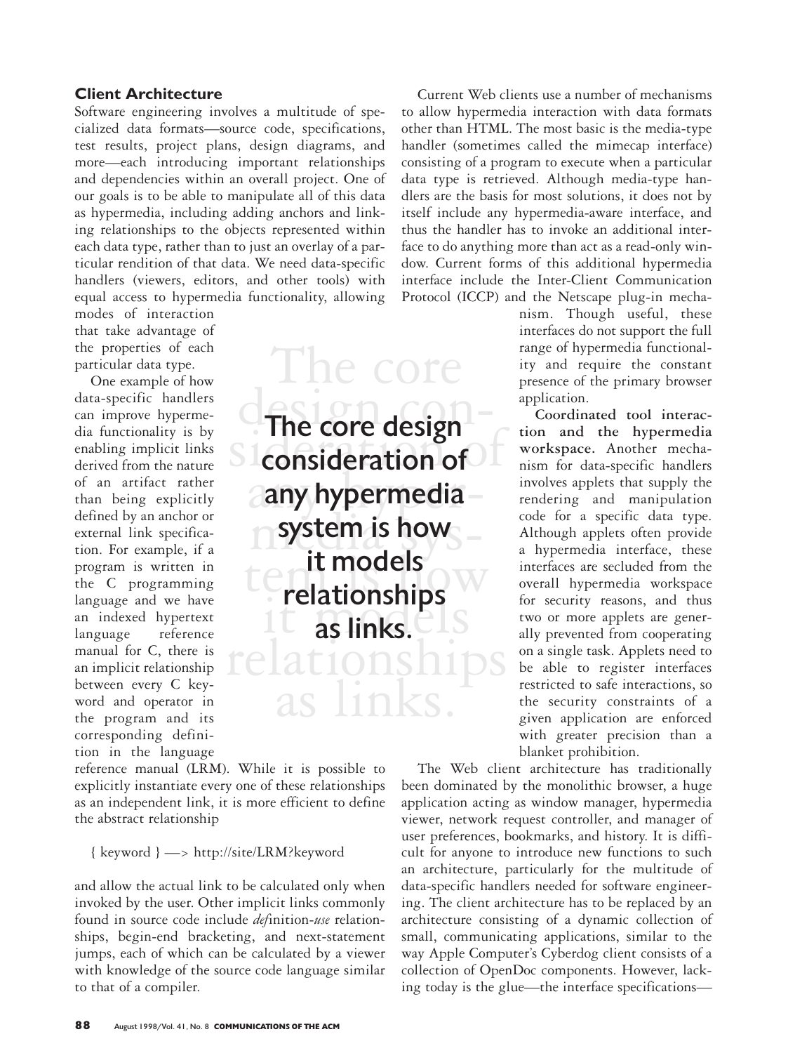### Client Architecture

Software engineering involves a multitude of specialized data formats—source code, specifications, test results, project plans, design diagrams, and more—each introducing important relationships and dependencies within an overall project. One of our goals is to be able to manipulate all of this data as hypermedia, including adding anchors and linking relationships to the objects represented within each data type, rather than to just an overlay of a particular rendition of that data. We need data-specific handlers (viewers, editors, and other tools) with equal access to hypermedia functionality, allowing modes of interaction that take advantage of the properties of each particular data type.

One example of how data-specific handlers can improve hypermedia functionality is by enabling implicit links derived from the nature of an artifact rather than being explicitly defined by an anchor or external link specification. For example, if a program is written in the C programming language and we have an indexed hypertext language reference manual for C, there is an implicit relationship between every C keyword and operator in the program and its corresponding definition in the language reference manual (LRM). While it is possible to explicitly instantiate every one of these relationships as an independent link, it is more efficient to define the abstract relationship

{ keyword } —> http://site/LRM?keyword

and allow the actual link to be calculated only when invoked by the user. Other implicit links commonly found in source code include *def*inition-*use* relationships, begin-end bracketing, and next-statement jumps, each of which can be calculated by a viewer with knowledge of the source code language similar to that of a compiler.

**The core design consideration of any hypermedia system is how it models relationships as links.**

Current Web clients use a number of mechanisms to allow hypermedia interaction with data formats other than HTML. The most basic is the media-type handler (sometimes called the mimecap interface) consisting of a program to execute when a particular data type is retrieved. Although media-type handlers are the basis for most solutions, it does not by itself include any hypermedia-aware interface, and thus the handler has to invoke an additional interface to do anything more than act as a read-only window. Current forms of this additional hypermedia interface include the Inter-Client Communication Protocol (ICCP) and the Netscape plug-in mechanism. Though useful, these interfaces do not support the full range of hypermedia functionality and require the constant presence of the primary browser application.

**Coordinated tool interaction and the hypermedia workspace.** Another mechanism for data-specific handlers involves applets that supply the rendering and manipulation code for a specific data type. Although applets often provide a hypermedia interface, these interfaces are secluded from the overall hypermedia workspace for security reasons, and thus two or more applets are generally prevented from cooperating on a single task. Applets need to be able to register interfaces restricted to safe interactions, so the security constraints of a given application are enforced with greater precision than a blanket prohibition.

The Web client architecture has traditionally been dominated by the monolithic browser, a huge application acting as window manager, hypermedia viewer, network request controller, and manager of user preferences, bookmarks, and history. It is difficult for anyone to introduce new functions to such an architecture, particularly for the multitude of data-specific handlers needed for software engineering. The client architecture has to be replaced by an architecture consisting of a dynamic collection of small, communicating applications, similar to the way Apple Computer's Cyberdog client consists of a collection of OpenDoc components. However, lacking today is the glue—the interface specifications—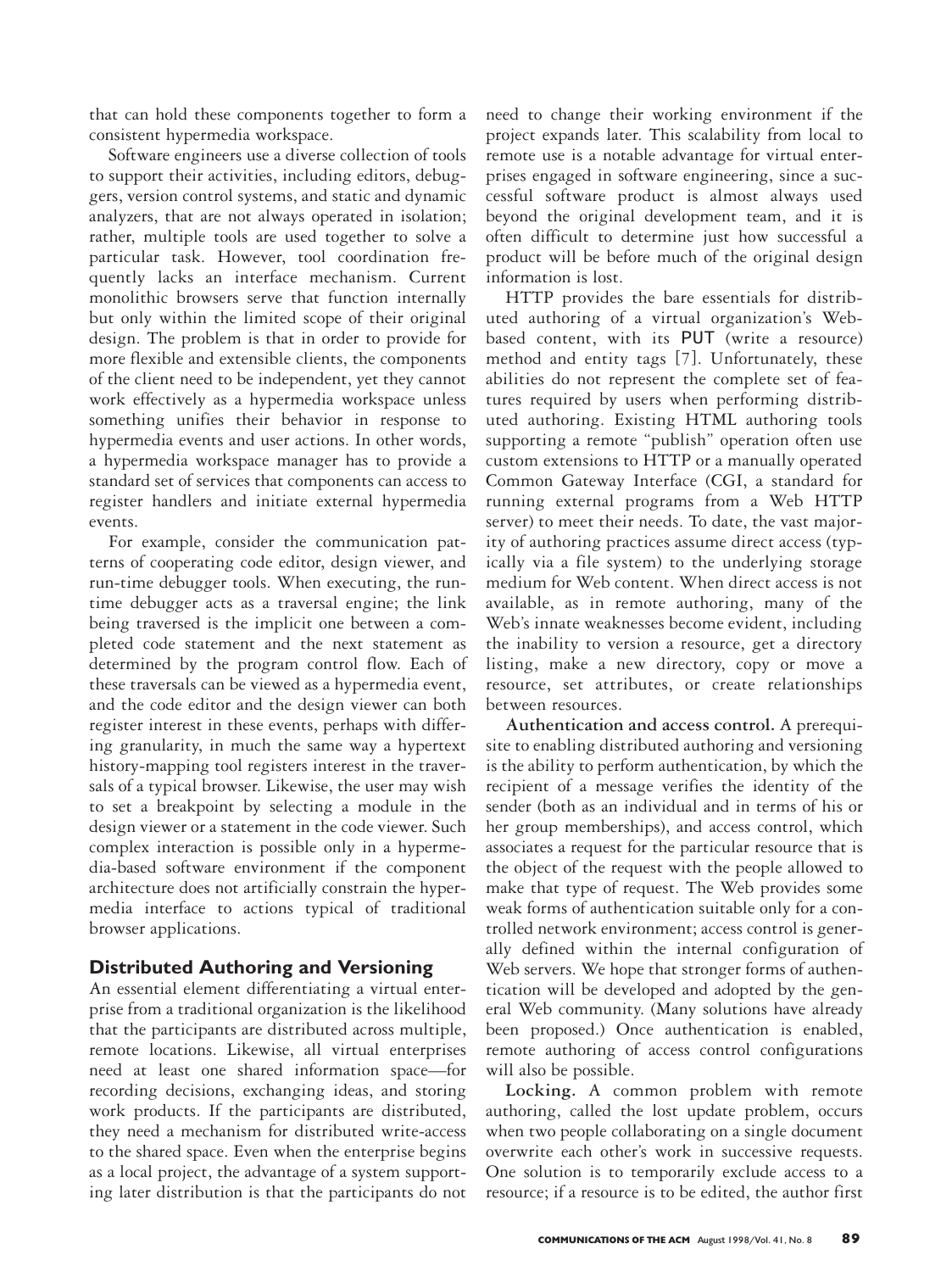that can hold these components together to form a consistent hypermedia workspace.

Software engineers use a diverse collection of tools to support their activities, including editors, debuggers, version control systems, and static and dynamic analyzers, that are not always operated in isolation; rather, multiple tools are used together to solve a particular task. However, tool coordination frequently lacks an interface mechanism. Current monolithic browsers serve that function internally but only within the limited scope of their original design. The problem is that in order to provide for more flexible and extensible clients, the components of the client need to be independent, yet they cannot work effectively as a hypermedia workspace unless something unifies their behavior in response to hypermedia events and user actions. In other words, a hypermedia workspace manager has to provide a standard set of services that components can access to register handlers and initiate external hypermedia events.

For example, consider the communication patterns of cooperating code editor, design viewer, and run-time debugger tools. When executing, the runtime debugger acts as a traversal engine; the link being traversed is the implicit one between a completed code statement and the next statement as determined by the program control flow. Each of these traversals can be viewed as a hypermedia event, and the code editor and the design viewer can both register interest in these events, perhaps with differing granularity, in much the same way a hypertext history-mapping tool registers interest in the traversals of a typical browser. Likewise, the user may wish to set a breakpoint by selecting a module in the design viewer or a statement in the code viewer. Such complex interaction is possible only in a hypermedia-based software environment if the component architecture does not artificially constrain the hypermedia interface to actions typical of traditional browser applications.

## Distributed Authoring and Versioning

An essential element differentiating a virtual enterprise from a traditional organization is the likelihood that the participants are distributed across multiple, remote locations. Likewise, all virtual enterprises need at least one shared information space—for recording decisions, exchanging ideas, and storing work products. If the participants are distributed, they need a mechanism for distributed write-access to the shared space. Even when the enterprise begins as a local project, the advantage of a system supporting later distribution is that the participants do not need to change their working environment if the project expands later. This scalability from local to remote use is a notable advantage for virtual enterprises engaged in software engineering, since a successful software product is almost always used beyond the original development team, and it is often difficult to determine just how successful a product will be before much of the original design information is lost.

HTTP provides the bare essentials for distributed authoring of a virtual organization's Web-based content, with its PUT (write a resource) method and entity tags [7]. Unfortunately, these abilities do not represent the complete set of features required by users when performing distributed authoring. Existing HTML authoring tools supporting a remote "publish" operation often use custom extensions to HTTP or a manually operated Common Gateway Interface (CGI, a standard for running external programs from a Web HTTP server) to meet their needs. To date, the vast majority of authoring practices assume direct access (typically via a file system) to the underlying storage medium for Web content. When direct access is not available, as in remote authoring, many of the Web's innate weaknesses become evident, including the inability to version a resource, get a directory listing, make a new directory, copy or move a resource, set attributes, or create relationships between resources.

**Authentication and access control.** A prerequisite to enabling distributed authoring and versioning is the ability to perform authentication, by which the recipient of a message verifies the identity of the sender (both as an individual and in terms of his or her group memberships), and access control, which associates a request for the particular resource that is the object of the request with the people allowed to make that type of request. The Web provides some weak forms of authentication suitable only for a controlled network environment; access control is generally defined within the internal configuration of Web servers. We hope that stronger forms of authentication will be developed and adopted by the general Web community. (Many solutions have already been proposed.) Once authentication is enabled, remote authoring of access control configurations will also be possible.

**Locking.** A common problem with remote authoring, called the lost update problem, occurs when two people collaborating on a single document overwrite each other's work in successive requests. One solution is to temporarily exclude access to a resource; if a resource is to be edited, the author first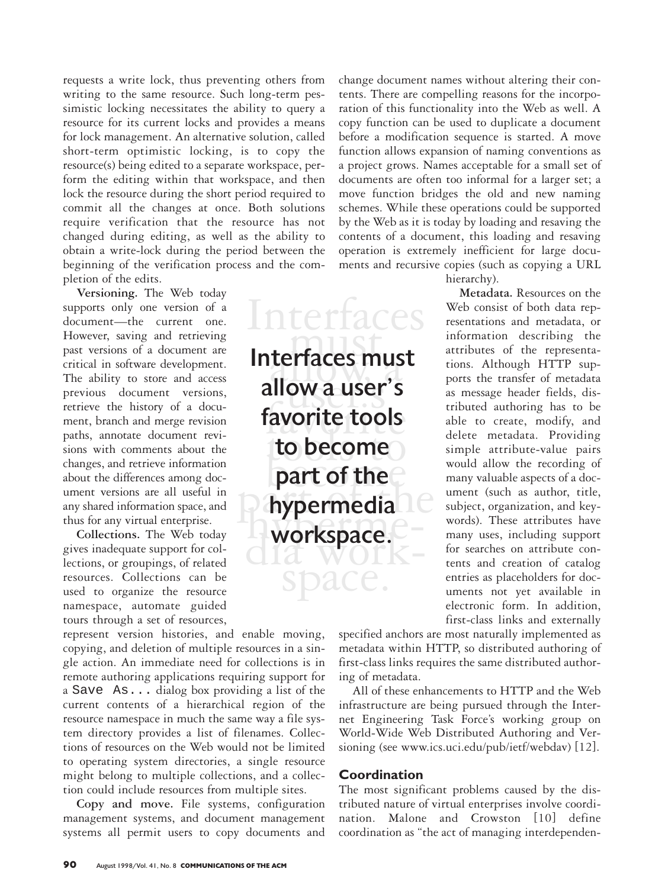requests a write lock, thus preventing others from writing to the same resource. Such long-term pessimistic locking necessitates the ability to query a resource for its current locks and provides a means for lock management. An alternative solution, called short-term optimistic locking, is to copy the resource(s) being edited to a separate workspace, perform the editing within that workspace, and then lock the resource during the short period required to commit all the changes at once. Both solutions require verification that the resource has not changed during editing, as well as the ability to obtain a write-lock during the period between the beginning of the verification process and the completion of the edits.

**Versioning.** The Web today supports only one version of a document—the current one. However, saving and retrieving past versions of a document are critical in software development. The ability to store and access previous document versions, retrieve the history of a document, branch and merge revision paths, annotate document revisions with comments about the changes, and retrieve information about the differences among document versions are all useful in any shared information space, and thus for any virtual enterprise.

**Collections.** The Web today gives inadequate support for collections, or groupings, of related resources. Collections can be used to organize the resource namespace, automate guided tours through a set of resources, represent version histories, and enable moving, copying, and deletion of multiple resources in a single action. An immediate need for collections is in remote authoring applications requiring support for a `Save As...` dialog box providing a list of the current contents of a hierarchical region of the resource namespace in much the same way a file system directory provides a list of filenames. Collections of resources on the Web would not be limited to operating system directories, a single resource might belong to multiple collections, and a collection could include resources from multiple sites.

**Copy and move.** File systems, configuration management systems, and document management systems all permit users to copy documents and change document names without altering their contents. There are compelling reasons for the incorporation of this functionality into the Web as well. A copy function can be used to duplicate a document before a modification sequence is started. A move function allows expansion of naming conventions as a project grows. Names acceptable for a small set of documents are often too informal for a larger set; a move function bridges the old and new naming schemes. While these operations could be supported by the Web as it is today by loading and resaving the contents of a document, this loading and resaving operation is extremely inefficient for large documents and recursive copies (such as copying a URL hierarchy).

**Metadata.** Resources on the Web consist of both data representations and metadata, or information describing the attributes of the representations. Although HTTP supports the transfer of metadata as message header fields, distributed authoring has to be able to create, modify, and delete metadata. Providing simple attribute-value pairs would allow the recording of many valuable aspects of a document (such as author, title, subject, organization, and keywords). These attributes have many uses, including support for searches on attribute contents and creation of catalog entries as placeholders for documents not yet available in electronic form. In addition, first-class links and externally specified anchors are most naturally implemented as metadata within HTTP, so distributed authoring of first-class links requires the same distributed authoring of metadata.

All of these enhancements to HTTP and the Web infrastructure are being pursued through the Internet Engineering Task Force's working group on World-Wide Web Distributed Authoring and Versioning (see www.ics.uci.edu/pub/ietf/webdav) [12].

> Interfaces must allow a user's favorite tools to become part of the hypermedia workspace.

## Coordination

The most significant problems caused by the distributed nature of virtual enterprises involve coordination. Malone and Crowston [10] define coordination as "the act of managing interdependen-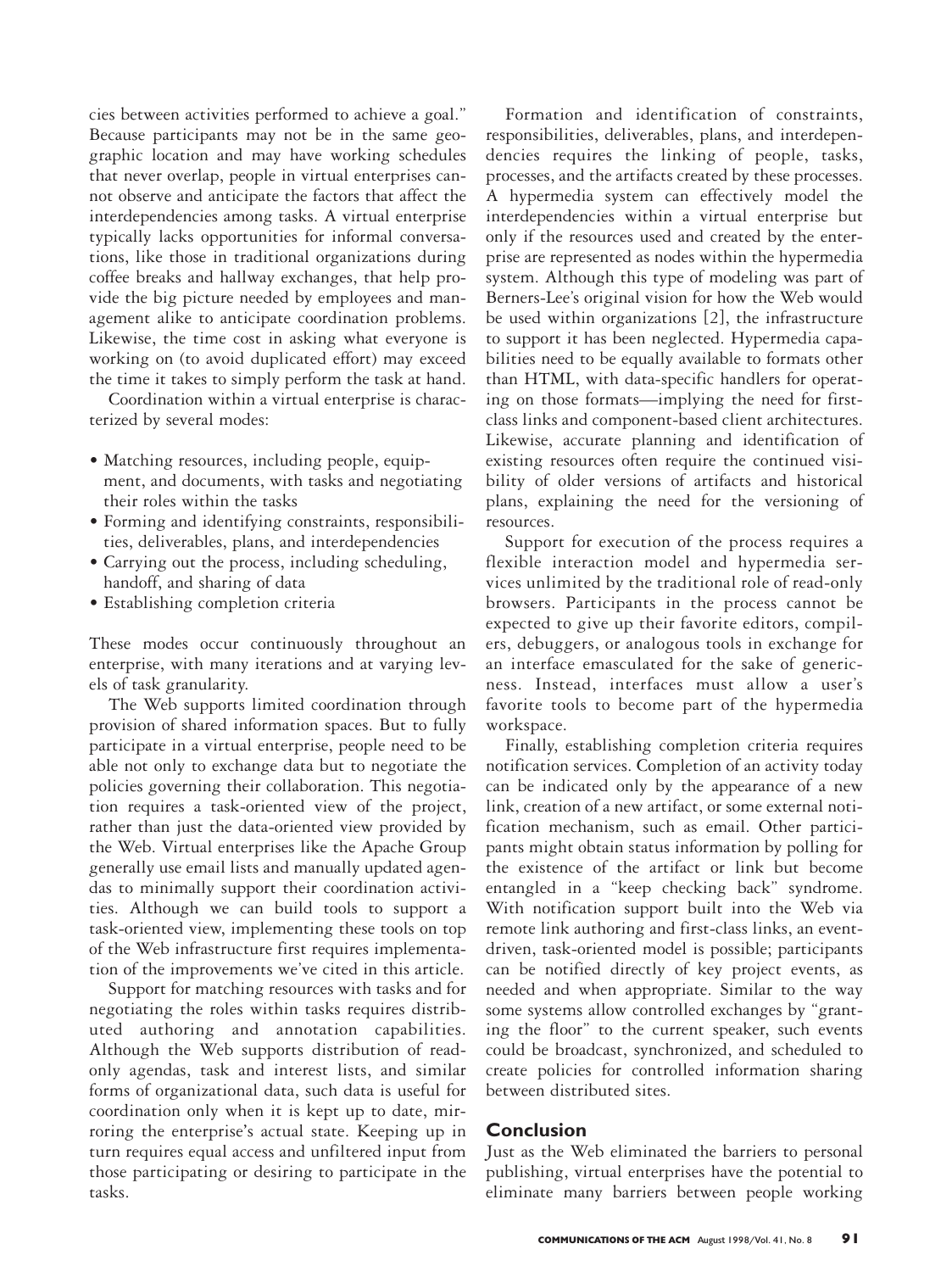cies between activities performed to achieve a goal." Because participants may not be in the same geographic location and may have working schedules that never overlap, people in virtual enterprises cannot observe and anticipate the factors that affect the interdependencies among tasks. A virtual enterprise typically lacks opportunities for informal conversations, like those in traditional organizations during coffee breaks and hallway exchanges, that help provide the big picture needed by employees and management alike to anticipate coordination problems. Likewise, the time cost in asking what everyone is working on (to avoid duplicated effort) may exceed the time it takes to simply perform the task at hand.

Coordination within a virtual enterprise is characterized by several modes:

- Matching resources, including people, equipment, and documents, with tasks and negotiating their roles within the tasks
- Forming and identifying constraints, responsibilities, deliverables, plans, and interdependencies
- Carrying out the process, including scheduling, handoff, and sharing of data
- Establishing completion criteria

These modes occur continuously throughout an enterprise, with many iterations and at varying levels of task granularity.

The Web supports limited coordination through provision of shared information spaces. But to fully participate in a virtual enterprise, people need to be able not only to exchange data but to negotiate the policies governing their collaboration. This negotiation requires a task-oriented view of the project, rather than just the data-oriented view provided by the Web. Virtual enterprises like the Apache Group generally use email lists and manually updated agendas to minimally support their coordination activities. Although we can build tools to support a task-oriented view, implementing these tools on top of the Web infrastructure first requires implementation of the improvements we've cited in this article.

Support for matching resources with tasks and for negotiating the roles within tasks requires distributed authoring and annotation capabilities. Although the Web supports distribution of read-only agendas, task and interest lists, and similar forms of organizational data, such data is useful for coordination only when it is kept up to date, mirroring the enterprise's actual state. Keeping up in turn requires equal access and unfiltered input from those participating or desiring to participate in the tasks.

Formation and identification of constraints, responsibilities, deliverables, plans, and interdependencies requires the linking of people, tasks, processes, and the artifacts created by these processes. A hypermedia system can effectively model the interdependencies within a virtual enterprise but only if the resources used and created by the enterprise are represented as nodes within the hypermedia system. Although this type of modeling was part of Berners-Lee's original vision for how the Web would be used within organizations [2], the infrastructure to support it has been neglected. Hypermedia capabilities need to be equally available to formats other than HTML, with data-specific handlers for operating on those formats—implying the need for first-class links and component-based client architectures. Likewise, accurate planning and identification of existing resources often require the continued visibility of older versions of artifacts and historical plans, explaining the need for the versioning of resources.

Support for execution of the process requires a flexible interaction model and hypermedia services unlimited by the traditional role of read-only browsers. Participants in the process cannot be expected to give up their favorite editors, compilers, debuggers, or analogous tools in exchange for an interface emasculated for the sake of genericness. Instead, interfaces must allow a user's favorite tools to become part of the hypermedia workspace.

Finally, establishing completion criteria requires notification services. Completion of an activity today can be indicated only by the appearance of a new link, creation of a new artifact, or some external notification mechanism, such as email. Other participants might obtain status information by polling for the existence of the artifact or link but become entangled in a "keep checking back" syndrome. With notification support built into the Web via remote link authoring and first-class links, an event-driven, task-oriented model is possible; participants can be notified directly of key project events, as needed and when appropriate. Similar to the way some systems allow controlled exchanges by "granting the floor" to the current speaker, such events could be broadcast, synchronized, and scheduled to create policies for controlled information sharing between distributed sites.

## Conclusion

Just as the Web eliminated the barriers to personal publishing, virtual enterprises have the potential to eliminate many barriers between people working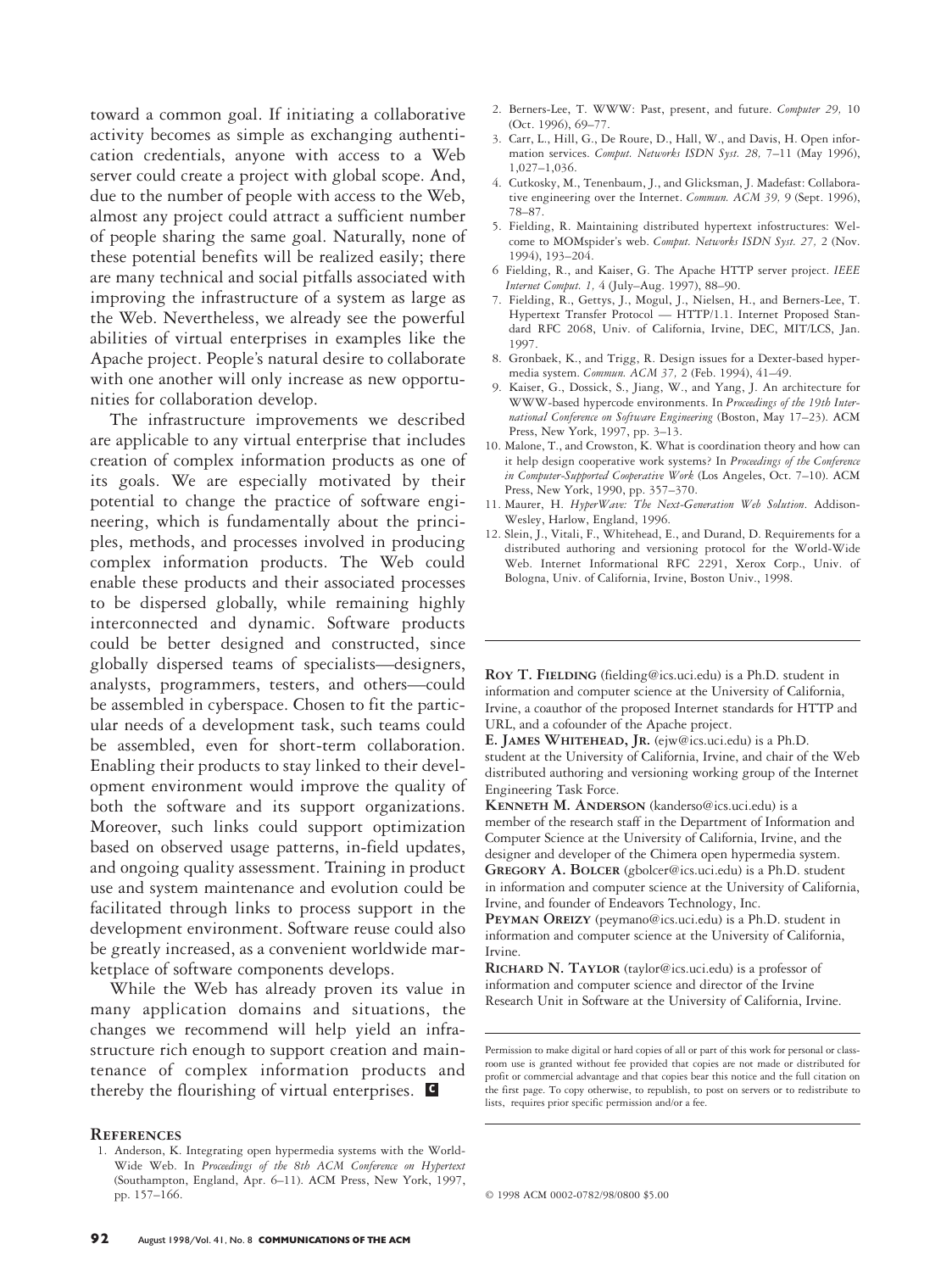toward a common goal. If initiating a collaborative activity becomes as simple as exchanging authentication credentials, anyone with access to a Web server could create a project with global scope. And, due to the number of people with access to the Web, almost any project could attract a sufficient number of people sharing the same goal. Naturally, none of these potential benefits will be realized easily; there are many technical and social pitfalls associated with improving the infrastructure of a system as large as the Web. Nevertheless, we already see the powerful abilities of virtual enterprises in examples like the Apache project. People's natural desire to collaborate with one another will only increase as new opportunities for collaboration develop.

The infrastructure improvements we described are applicable to any virtual enterprise that includes creation of complex information products as one of its goals. We are especially motivated by their potential to change the practice of software engineering, which is fundamentally about the principles, methods, and processes involved in producing complex information products. The Web could enable these products and their associated processes to be dispersed globally, while remaining highly interconnected and dynamic. Software products could be better designed and constructed, since globally dispersed teams of specialists—designers, analysts, programmers, testers, and others—could be assembled in cyberspace. Chosen to fit the particular needs of a development task, such teams could be assembled, even for short-term collaboration. Enabling their products to stay linked to their development environment would improve the quality of both the software and its support organizations. Moreover, such links could support optimization based on observed usage patterns, in-field updates, and ongoing quality assessment. Training in product use and system maintenance and evolution could be facilitated through links to process support in the development environment. Software reuse could also be greatly increased, as a convenient worldwide marketplace of software components develops.

While the Web has already proven its value in many application domains and situations, the changes we recommend will help yield an infrastructure rich enough to support creation and maintenance of complex information products and thereby the flourishing of virtual enterprises.

## References

1. Anderson, K. Integrating open hypermedia systems with the World-Wide Web. In *Proceedings of the 8th ACM Conference on Hypertext* (Southampton, England, Apr. 6–11). ACM Press, New York, 1997, pp. 157–166.
2. Berners-Lee, T. WWW: Past, present, and future. *Computer 29,* 10 (Oct. 1996), 69–77.
3. Carr, L., Hill, G., De Roure, D., Hall, W., and Davis, H. Open information services. *Comput. Networks ISDN Syst. 28,* 7–11 (May 1996), 1,027–1,036.
4. Cutkosky, M., Tenenbaum, J., and Glicksman, J. Madefast: Collaborative engineering over the Internet. *Commun. ACM 39,* 9 (Sept. 1996), 78–87.
5. Fielding, R. Maintaining distributed hypertext infostructures: Welcome to MOMspider's web. *Comput. Networks ISDN Syst. 27,* 2 (Nov. 1994), 193–204.
6. Fielding, R., and Kaiser, G. The Apache HTTP server project. *IEEE Internet Comput. 1,* 4 (July–Aug. 1997), 88–90.
7. Fielding, R., Gettys, J., Mogul, J., Nielsen, H., and Berners-Lee, T. Hypertext Transfer Protocol — HTTP/1.1. Internet Proposed Standard RFC 2068, Univ. of California, Irvine, DEC, MIT/LCS, Jan. 1997.
8. Gronbaek, K., and Trigg, R. Design issues for a Dexter-based hypermedia system. *Commun. ACM 37,* 2 (Feb. 1994), 41–49.
9. Kaiser, G., Dossick, S., Jiang, W., and Yang, J. An architecture for WWW-based hypercode environments. In *Proceedings of the 19th International Conference on Software Engineering* (Boston, May 17–23). ACM Press, New York, 1997, pp. 3–13.
10. Malone, T., and Crowston, K. What is coordination theory and how can it help design cooperative work systems? In *Proceedings of the Conference in Computer-Supported Cooperative Work* (Los Angeles, Oct. 7–10). ACM Press, New York, 1990, pp. 357–370.
11. Maurer, H. *HyperWave: The Next-Generation Web Solution*. Addison-Wesley, Harlow, England, 1996.
12. Slein, J., Vitali, F., Whitehead, E., and Durand, D. Requirements for a distributed authoring and versioning protocol for the World-Wide Web. Internet Informational RFC 2291, Xerox Corp., Univ. of Bologna, Univ. of California, Irvine, Boston Univ., 1998.

**Roy T. Fielding** (fielding@ics.uci.edu) is a Ph.D. student in information and computer science at the University of California, Irvine, a coauthor of the proposed Internet standards for HTTP and URL, and a cofounder of the Apache project.

**E. James Whitehead, Jr.** (ejw@ics.uci.edu) is a Ph.D. student at the University of California, Irvine, and chair of the Web distributed authoring and versioning working group of the Internet Engineering Task Force.

**Kenneth M. Anderson** (kanderso@ics.uci.edu) is a member of the research staff in the Department of Information and Computer Science at the University of California, Irvine, and the designer and developer of the Chimera open hypermedia system.

**Gregory A. Bolcer** (gbolcer@ics.uci.edu) is a Ph.D. student in information and computer science at the University of California, Irvine, and founder of Endeavors Technology, Inc.

**Peyman Oreizy** (peymano@ics.uci.edu) is a Ph.D. student in information and computer science at the University of California, Irvine.

**Richard N. Taylor** (taylor@ics.uci.edu) is a professor of information and computer science and director of the Irvine Research Unit in Software at the University of California, Irvine.

Permission to make digital or hard copies of all or part of this work for personal or classroom use is granted without fee provided that copies are not made or distributed for profit or commercial advantage and that copies bear this notice and the full citation on the first page. To copy otherwise, to republish, to post on servers or to redistribute to lists, requires prior specific permission and/or a fee.

© 1998 ACM 0002-0782/98/0800 $5.00